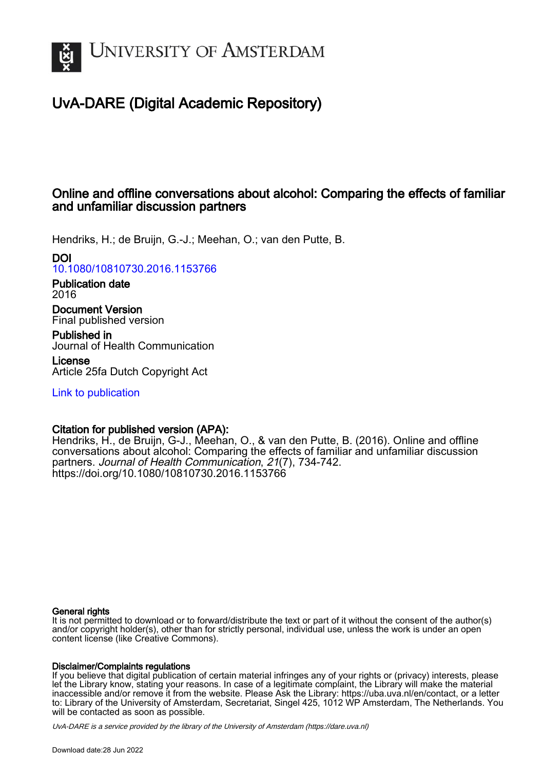UNIVERSITY OF AMSTERDAM

# UvA-DARE (Digital Academic Repository)

## Online and offline conversations about alcohol: Comparing the effects of familiar and unfamiliar discussion partners

Hendriks, H.; de Bruijn, G.-J.; Meehan, O.; van den Putte, B.

**DOI**
10.1080/10810730.2016.1153766

**Publication date**
2016

**Document Version**
Final published version

**Published in**
Journal of Health Communication

**License**
Article 25fa Dutch Copyright Act

Link to publication

**Citation for published version (APA):**
Hendriks, H., de Bruijn, G.-J., Meehan, O., & van den Putte, B. (2016). Online and offline conversations about alcohol: Comparing the effects of familiar and unfamiliar discussion partners. *Journal of Health Communication*, *21*(7), 734-742. https://doi.org/10.1080/10810730.2016.1153766

**General rights**
It is not permitted to download or to forward/distribute the text or part of it without the consent of the author(s) and/or copyright holder(s), other than for strictly personal, individual use, unless the work is under an open content license (like Creative Commons).

**Disclaimer/Complaints regulations**
If you believe that digital publication of certain material infringes any of your rights or (privacy) interests, please let the Library know, stating your reasons. In case of a legitimate complaint, the Library will make the material inaccessible and/or remove it from the website. Please Ask the Library: https://uba.uva.nl/en/contact, or a letter to: Library of the University of Amsterdam, Secretariat, Singel 425, 1012 WP Amsterdam, The Netherlands. You will be contacted as soon as possible.

*UvA-DARE is a service provided by the library of the University of Amsterdam (https://dare.uva.nl)*

Download date:28 Jun 2022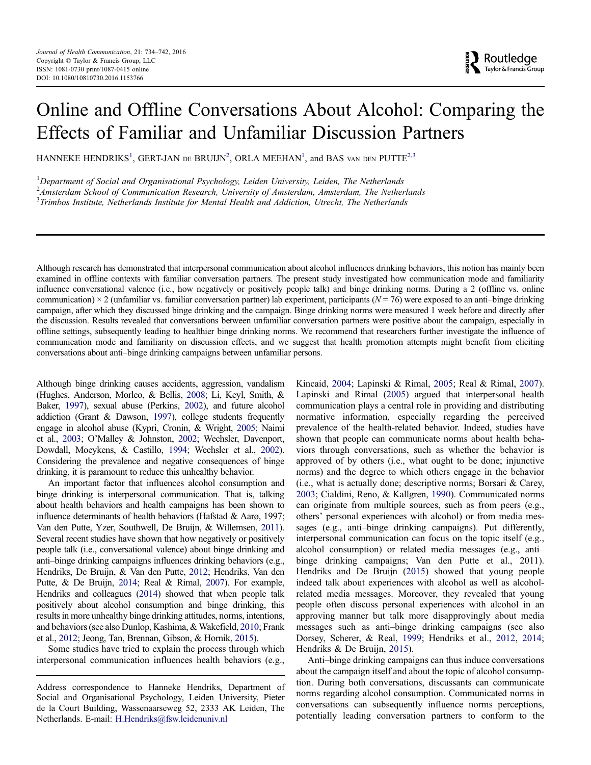# Online and Offline Conversations About Alcohol: Comparing the Effects of Familiar and Unfamiliar Discussion Partners

HANNEKE HENDRIKS[1], GERT-JAN DE BRUIJN[2], ORLA MEEHAN[1], and BAS VAN DEN PUTTE[2,3]

[1]*Department of Social and Organisational Psychology, Leiden University, Leiden, The Netherlands*
[2]*Amsterdam School of Communication Research, University of Amsterdam, Amsterdam, The Netherlands*
[3]*Trimbos Institute, Netherlands Institute for Mental Health and Addiction, Utrecht, The Netherlands*

Although research has demonstrated that interpersonal communication about alcohol influences drinking behaviors, this notion has mainly been examined in offline contexts with familiar conversation partners. The present study investigated how communication mode and familiarity influence conversational valence (i.e., how negatively or positively people talk) and binge drinking norms. During a 2 (offline vs. online communication) × 2 (unfamiliar vs. familiar conversation partner) lab experiment, participants ($N = 76$) were exposed to an anti–binge drinking campaign, after which they discussed binge drinking and the campaign. Binge drinking norms were measured 1 week before and directly after the discussion. Results revealed that conversations between unfamiliar conversation partners were positive about the campaign, especially in offline settings, subsequently leading to healthier binge drinking norms. We recommend that researchers further investigate the influence of communication mode and familiarity on discussion effects, and we suggest that health promotion attempts might benefit from eliciting conversations about anti–binge drinking campaigns between unfamiliar persons.

Although binge drinking causes accidents, aggression, vandalism (Hughes, Anderson, Morleo, & Bellis, 2008; Li, Keyl, Smith, & Baker, 1997), sexual abuse (Perkins, 2002), and future alcohol addiction (Grant & Dawson, 1997), college students frequently engage in alcohol abuse (Kypri, Cronin, & Wright, 2005; Naimi et al., 2003; O'Malley & Johnston, 2002; Wechsler, Davenport, Dowdall, Moeykens, & Castillo, 1994; Wechsler et al., 2002). Considering the prevalence and negative consequences of binge drinking, it is paramount to reduce this unhealthy behavior.

An important factor that influences alcohol consumption and binge drinking is interpersonal communication. That is, talking about health behaviors and health campaigns has been shown to influence determinants of health behaviors (Hafstad & Aarø, 1997; Van den Putte, Yzer, Southwell, De Bruijn, & Willemsen, 2011). Several recent studies have shown that how negatively or positively people talk (i.e., conversational valence) about binge drinking and anti–binge drinking campaigns influences drinking behaviors (e.g., Hendriks, De Bruijn, & Van den Putte, 2012; Hendriks, Van den Putte, & De Bruijn, 2014; Real & Rimal, 2007). For example, Hendriks and colleagues (2014) showed that when people talk positively about alcohol consumption and binge drinking, this results in more unhealthy binge drinking attitudes, norms, intentions, and behaviors (see also Dunlop, Kashima, & Wakefield, 2010; Frank et al., 2012; Jeong, Tan, Brennan, Gibson, & Hornik, 2015).

Some studies have tried to explain the process through which interpersonal communication influences health behaviors (e.g., Kincaid, 2004; Lapinski & Rimal, 2005; Real & Rimal, 2007). Lapinski and Rimal (2005) argued that interpersonal health communication plays a central role in providing and distributing normative information, especially regarding the perceived prevalence of the health-related behavior. Indeed, studies have shown that people can communicate norms about health behaviors through conversations, such as whether the behavior is approved of by others (i.e., what ought to be done; injunctive norms) and the degree to which others engage in the behavior (i.e., what is actually done; descriptive norms; Borsari & Carey, 2003; Cialdini, Reno, & Kallgren, 1990). Communicated norms can originate from multiple sources, such as from peers (e.g., others' personal experiences with alcohol) or from media messages (e.g., anti–binge drinking campaigns). Put differently, interpersonal communication can focus on the topic itself (e.g., alcohol consumption) or related media messages (e.g., anti–binge drinking campaigns; Van den Putte et al., 2011). Hendriks and De Bruijn (2015) showed that young people indeed talk about experiences with alcohol as well as alcohol-related media messages. Moreover, they revealed that young people often discuss personal experiences with alcohol in an approving manner but talk more disapprovingly about media messages such as anti–binge drinking campaigns (see also Dorsey, Scherer, & Real, 1999; Hendriks et al., 2012, 2014; Hendriks & De Bruijn, 2015).

Anti–binge drinking campaigns can thus induce conversations about the campaign itself and about the topic of alcohol consumption. During both conversations, discussants can communicate norms regarding alcohol consumption. Communicated norms in conversations can subsequently influence norms perceptions, potentially leading conversation partners to conform to the

Address correspondence to Hanneke Hendriks, Department of Social and Organisational Psychology, Leiden University, Pieter de la Court Building, Wassenaarseweg 52, 2333 AK Leiden, The Netherlands. E-mail: H.Hendriks@fsw.leidenuniv.nl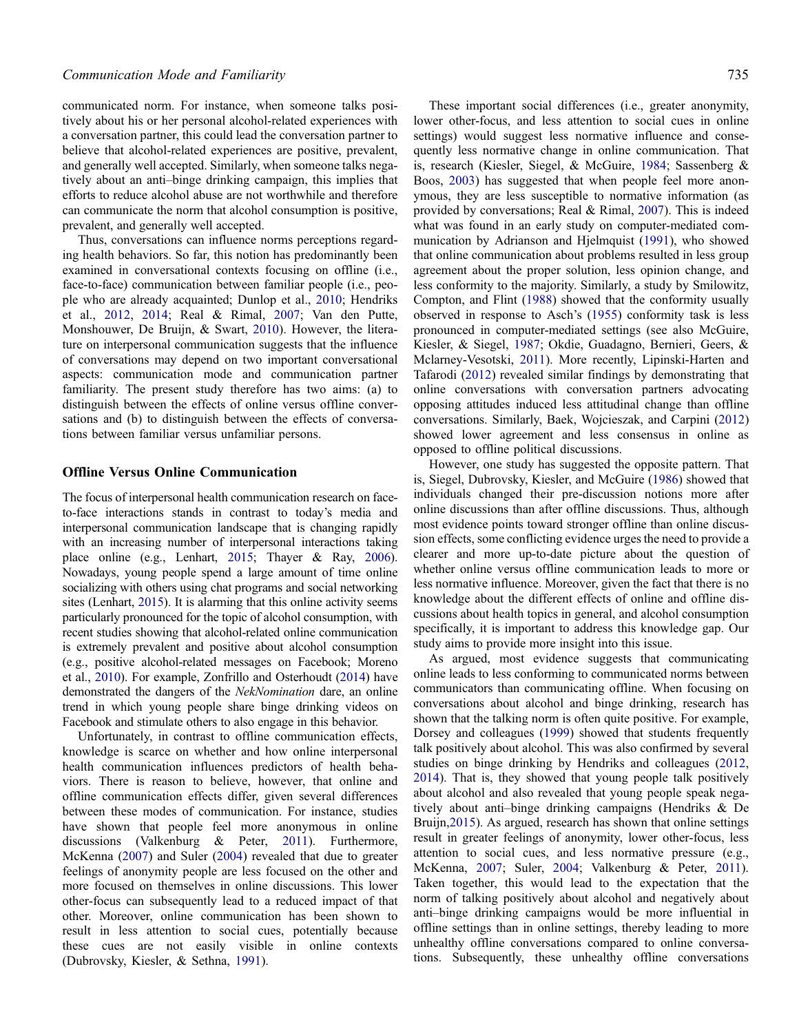communicated norm. For instance, when someone talks positively about his or her personal alcohol-related experiences with a conversation partner, this could lead the conversation partner to believe that alcohol-related experiences are positive, prevalent, and generally well accepted. Similarly, when someone talks negatively about an anti–binge drinking campaign, this implies that efforts to reduce alcohol abuse are not worthwhile and therefore can communicate the norm that alcohol consumption is positive, prevalent, and generally well accepted.

Thus, conversations can influence norms perceptions regarding health behaviors. So far, this notion has predominantly been examined in conversational contexts focusing on offline (i.e., face-to-face) communication between familiar people (i.e., people who are already acquainted; Dunlop et al., 2010; Hendriks et al., 2012, 2014; Real & Rimal, 2007; Van den Putte, Monshouwer, De Bruijn, & Swart, 2010). However, the literature on interpersonal communication suggests that the influence of conversations may depend on two important conversational aspects: communication mode and communication partner familiarity. The present study therefore has two aims: (a) to distinguish between the effects of online versus offline conversations and (b) to distinguish between the effects of conversations between familiar versus unfamiliar persons.

## Offline Versus Online Communication

The focus of interpersonal health communication research on face-to-face interactions stands in contrast to today's media and interpersonal communication landscape that is changing rapidly with an increasing number of interpersonal interactions taking place online (e.g., Lenhart, 2015; Thayer & Ray, 2006). Nowadays, young people spend a large amount of time online socializing with others using chat programs and social networking sites (Lenhart, 2015). It is alarming that this online activity seems particularly pronounced for the topic of alcohol consumption, with recent studies showing that alcohol-related online communication is extremely prevalent and positive about alcohol consumption (e.g., positive alcohol-related messages on Facebook; Moreno et al., 2010). For example, Zonfrillo and Osterhoudt (2014) have demonstrated the dangers of the *NekNomination* dare, an online trend in which young people share binge drinking videos on Facebook and stimulate others to also engage in this behavior.

Unfortunately, in contrast to offline communication effects, knowledge is scarce on whether and how online interpersonal health communication influences predictors of health behaviors. There is reason to believe, however, that online and offline communication effects differ, given several differences between these modes of communication. For instance, studies have shown that people feel more anonymous in online discussions (Valkenburg & Peter, 2011). Furthermore, McKenna (2007) and Suler (2004) revealed that due to greater feelings of anonymity people are less focused on the other and more focused on themselves in online discussions. This lower other-focus can subsequently lead to a reduced impact of that other. Moreover, online communication has been shown to result in less attention to social cues, potentially because these cues are not easily visible in online contexts (Dubrovsky, Kiesler, & Sethna, 1991).

These important social differences (i.e., greater anonymity, lower other-focus, and less attention to social cues in online settings) would suggest less normative influence and consequently less normative change in online communication. That is, research (Kiesler, Siegel, & McGuire, 1984; Sassenberg & Boos, 2003) has suggested that when people feel more anonymous, they are less susceptible to normative information (as provided by conversations; Real & Rimal, 2007). This is indeed what was found in an early study on computer-mediated communication by Adrianson and Hjelmquist (1991), who showed that online communication about problems resulted in less group agreement about the proper solution, less opinion change, and less conformity to the majority. Similarly, a study by Smilowitz, Compton, and Flint (1988) showed that the conformity usually observed in response to Asch's (1955) conformity task is less pronounced in computer-mediated settings (see also McGuire, Kiesler, & Siegel, 1987; Okdie, Guadagno, Bernieri, Geers, & Mclarney-Vesotski, 2011). More recently, Lipinski-Harten and Tafarodi (2012) revealed similar findings by demonstrating that online conversations with conversation partners advocating opposing attitudes induced less attitudinal change than offline conversations. Similarly, Baek, Wojcieszak, and Carpini (2012) showed lower agreement and less consensus in online as opposed to offline political discussions.

However, one study has suggested the opposite pattern. That is, Siegel, Dubrovsky, Kiesler, and McGuire (1986) showed that individuals changed their pre-discussion notions more after online discussions than after offline discussions. Thus, although most evidence points toward stronger offline than online discussion effects, some conflicting evidence urges the need to provide a clearer and more up-to-date picture about the question of whether online versus offline communication leads to more or less normative influence. Moreover, given the fact that there is no knowledge about the different effects of online and offline discussions about health topics in general, and alcohol consumption specifically, it is important to address this knowledge gap. Our study aims to provide more insight into this issue.

As argued, most evidence suggests that communicating online leads to less conforming to communicated norms between communicators than communicating offline. When focusing on conversations about alcohol and binge drinking, research has shown that the talking norm is often quite positive. For example, Dorsey and colleagues (1999) showed that students frequently talk positively about alcohol. This was also confirmed by several studies on binge drinking by Hendriks and colleagues (2012, 2014). That is, they showed that young people talk positively about alcohol and also revealed that young people speak negatively about anti–binge drinking campaigns (Hendriks & De Bruijn,2015). As argued, research has shown that online settings result in greater feelings of anonymity, lower other-focus, less attention to social cues, and less normative pressure (e.g., McKenna, 2007; Suler, 2004; Valkenburg & Peter, 2011). Taken together, this would lead to the expectation that the norm of talking positively about alcohol and negatively about anti–binge drinking campaigns would be more influential in offline settings than in online settings, thereby leading to more unhealthy offline conversations compared to online conversations. Subsequently, these unhealthy offline conversations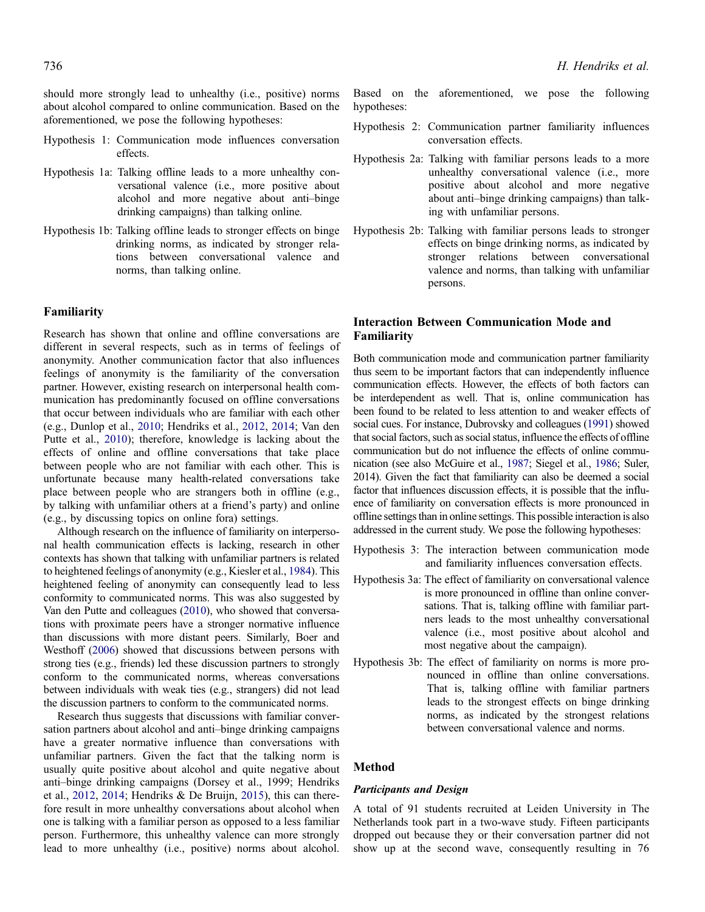should more strongly lead to unhealthy (i.e., positive) norms about alcohol compared to online communication. Based on the aforementioned, we pose the following hypotheses:

Hypothesis 1: Communication mode influences conversation effects.

Hypothesis 1a: Talking offline leads to a more unhealthy conversational valence (i.e., more positive about alcohol and more negative about anti–binge drinking campaigns) than talking online.

Hypothesis 1b: Talking offline leads to stronger effects on binge drinking norms, as indicated by stronger relations between conversational valence and norms, than talking online.

## Familiarity

Research has shown that online and offline conversations are different in several respects, such as in terms of feelings of anonymity. Another communication factor that also influences feelings of anonymity is the familiarity of the conversation partner. However, existing research on interpersonal health communication has predominantly focused on offline conversations that occur between individuals who are familiar with each other (e.g., Dunlop et al., 2010; Hendriks et al., 2012, 2014; Van den Putte et al., 2010); therefore, knowledge is lacking about the effects of online and offline conversations that take place between people who are not familiar with each other. This is unfortunate because many health-related conversations take place between people who are strangers both in offline (e.g., by talking with unfamiliar others at a friend's party) and online (e.g., by discussing topics on online fora) settings.

Although research on the influence of familiarity on interpersonal health communication effects is lacking, research in other contexts has shown that talking with unfamiliar partners is related to heightened feelings of anonymity (e.g., Kiesler et al., 1984). This heightened feeling of anonymity can consequently lead to less conformity to communicated norms. This was also suggested by Van den Putte and colleagues (2010), who showed that conversations with proximate peers have a stronger normative influence than discussions with more distant peers. Similarly, Boer and Westhoff (2006) showed that discussions between persons with strong ties (e.g., friends) led these discussion partners to strongly conform to the communicated norms, whereas conversations between individuals with weak ties (e.g., strangers) did not lead the discussion partners to conform to the communicated norms.

Research thus suggests that discussions with familiar conversation partners about alcohol and anti–binge drinking campaigns have a greater normative influence than conversations with unfamiliar partners. Given the fact that the talking norm is usually quite positive about alcohol and quite negative about anti–binge drinking campaigns (Dorsey et al., 1999; Hendriks et al., 2012, 2014; Hendriks & De Bruijn, 2015), this can therefore result in more unhealthy conversations about alcohol when one is talking with a familiar person as opposed to a less familiar person. Furthermore, this unhealthy valence can more strongly lead to more unhealthy (i.e., positive) norms about alcohol. Based on the aforementioned, we pose the following hypotheses:

Hypothesis 2: Communication partner familiarity influences conversation effects.

Hypothesis 2a: Talking with familiar persons leads to a more unhealthy conversational valence (i.e., more positive about alcohol and more negative about anti–binge drinking campaigns) than talking with unfamiliar persons.

Hypothesis 2b: Talking with familiar persons leads to stronger effects on binge drinking norms, as indicated by stronger relations between conversational valence and norms, than talking with unfamiliar persons.

## Interaction Between Communication Mode and Familiarity

Both communication mode and communication partner familiarity thus seem to be important factors that can independently influence communication effects. However, the effects of both factors can be interdependent as well. That is, online communication has been found to be related to less attention to and weaker effects of social cues. For instance, Dubrovsky and colleagues (1991) showed that social factors, such as social status, influence the effects of offline communication but do not influence the effects of online communication (see also McGuire et al., 1987; Siegel et al., 1986; Suler, 2014). Given the fact that familiarity can also be deemed a social factor that influences discussion effects, it is possible that the influence of familiarity on conversation effects is more pronounced in offline settings than in online settings. This possible interaction is also addressed in the current study. We pose the following hypotheses:

Hypothesis 3: The interaction between communication mode and familiarity influences conversation effects.

Hypothesis 3a: The effect of familiarity on conversational valence is more pronounced in offline than online conversations. That is, talking offline with familiar partners leads to the most unhealthy conversational valence (i.e., most positive about alcohol and most negative about the campaign).

Hypothesis 3b: The effect of familiarity on norms is more pronounced in offline than online conversations. That is, talking offline with familiar partners leads to the strongest effects on binge drinking norms, as indicated by the strongest relations between conversational valence and norms.

## Method

### *Participants and Design*

A total of 91 students recruited at Leiden University in The Netherlands took part in a two-wave study. Fifteen participants dropped out because they or their conversation partner did not show up at the second wave, consequently resulting in 76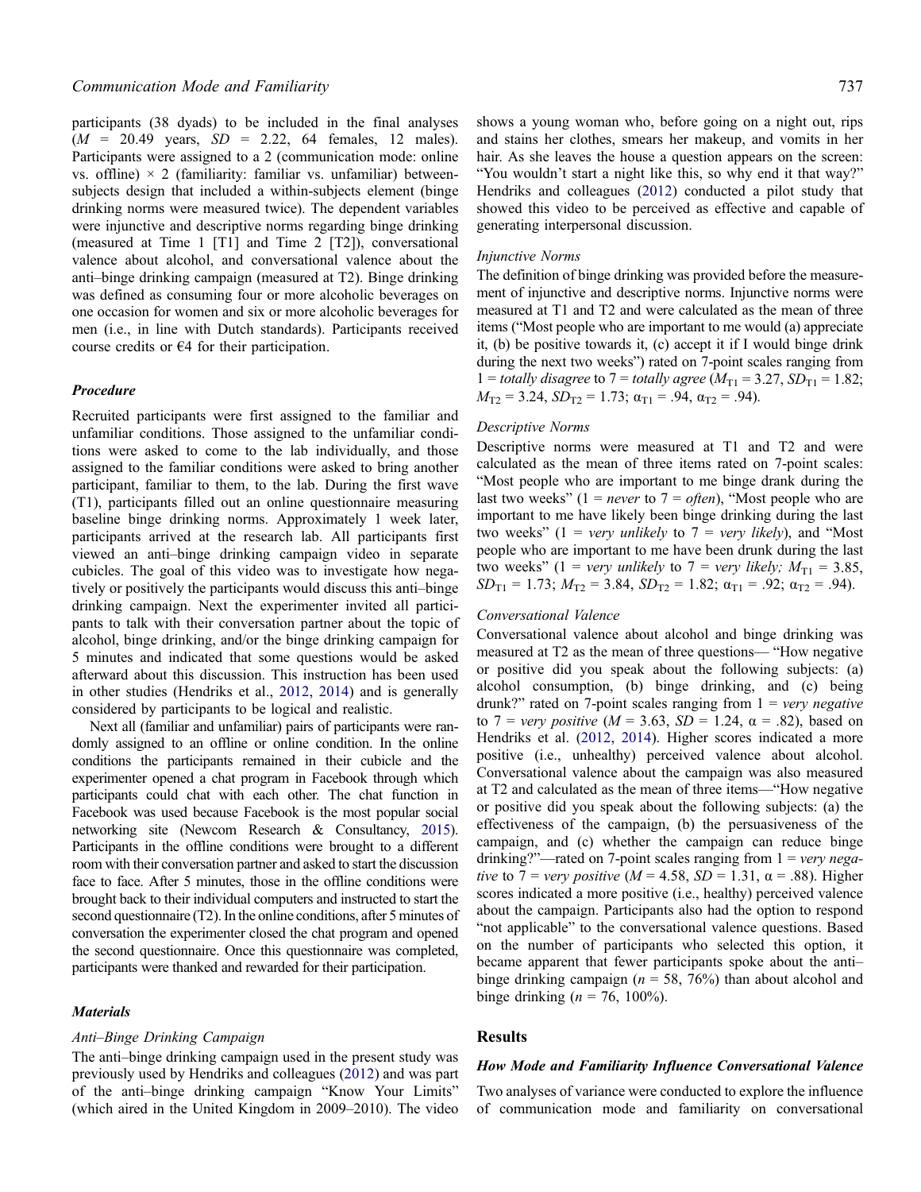participants (38 dyads) to be included in the final analyses ($M$ = 20.49 years, $SD$ = 2.22, 64 females, 12 males). Participants were assigned to a 2 (communication mode: online vs. offline) × 2 (familiarity: familiar vs. unfamiliar) between-subjects design that included a within-subjects element (binge drinking norms were measured twice). The dependent variables were injunctive and descriptive norms regarding binge drinking (measured at Time 1 [T1] and Time 2 [T2]), conversational valence about alcohol, and conversational valence about the anti–binge drinking campaign (measured at T2). Binge drinking was defined as consuming four or more alcoholic beverages on one occasion for women and six or more alcoholic beverages for men (i.e., in line with Dutch standards). Participants received course credits or €4 for their participation.

### Procedure

Recruited participants were first assigned to the familiar and unfamiliar conditions. Those assigned to the unfamiliar conditions were asked to come to the lab individually, and those assigned to the familiar conditions were asked to bring another participant, familiar to them, to the lab. During the first wave (T1), participants filled out an online questionnaire measuring baseline binge drinking norms. Approximately 1 week later, participants arrived at the research lab. All participants first viewed an anti–binge drinking campaign video in separate cubicles. The goal of this video was to investigate how negatively or positively the participants would discuss this anti–binge drinking campaign. Next the experimenter invited all participants to talk with their conversation partner about the topic of alcohol, binge drinking, and/or the binge drinking campaign for 5 minutes and indicated that some questions would be asked afterward about this discussion. This instruction has been used in other studies (Hendriks et al., 2012, 2014) and is generally considered by participants to be logical and realistic.

Next all (familiar and unfamiliar) pairs of participants were randomly assigned to an offline or online condition. In the online conditions the participants remained in their cubicle and the experimenter opened a chat program in Facebook through which participants could chat with each other. The chat function in Facebook was used because Facebook is the most popular social networking site (Newcom Research & Consultancy, 2015). Participants in the offline conditions were brought to a different room with their conversation partner and asked to start the discussion face to face. After 5 minutes, those in the offline conditions were brought back to their individual computers and instructed to start the second questionnaire (T2). In the online conditions, after 5 minutes of conversation the experimenter closed the chat program and opened the second questionnaire. Once this questionnaire was completed, participants were thanked and rewarded for their participation.

### Materials

#### *Anti–Binge Drinking Campaign*

The anti–binge drinking campaign used in the present study was previously used by Hendriks and colleagues (2012) and was part of the anti–binge drinking campaign "Know Your Limits" (which aired in the United Kingdom in 2009–2010). The video shows a young woman who, before going on a night out, rips and stains her clothes, smears her makeup, and vomits in her hair. As she leaves the house a question appears on the screen: "You wouldn't start a night like this, so why end it that way?" Hendriks and colleagues (2012) conducted a pilot study that showed this video to be perceived as effective and capable of generating interpersonal discussion.

#### *Injunctive Norms*

The definition of binge drinking was provided before the measurement of injunctive and descriptive norms. Injunctive norms were measured at T1 and T2 and were calculated as the mean of three items ("Most people who are important to me would (a) appreciate it, (b) be positive towards it, (c) accept it if I would binge drink during the next two weeks") rated on 7-point scales ranging from 1 = *totally disagree* to 7 = *totally agree* ($M_{T1}$ = 3.27, $SD_{T1}$ = 1.82; $M_{T2}$ = 3.24, $SD_{T2}$ = 1.73; $\alpha_{T1}$ = .94, $\alpha_{T2}$ = .94).

#### *Descriptive Norms*

Descriptive norms were measured at T1 and T2 and were calculated as the mean of three items rated on 7-point scales: "Most people who are important to me binge drank during the last two weeks" (1 = *never* to 7 = *often*), "Most people who are important to me have likely been binge drinking during the last two weeks" (1 = *very unlikely* to 7 = *very likely*), and "Most people who are important to me have been drunk during the last two weeks" (1 = *very unlikely* to 7 = *very likely;* $M_{T1}$ = 3.85, $SD_{T1}$ = 1.73; $M_{T2}$ = 3.84, $SD_{T2}$ = 1.82; $\alpha_{T1}$ = .92; $\alpha_{T2}$ = .94).

#### *Conversational Valence*

Conversational valence about alcohol and binge drinking was measured at T2 as the mean of three questions— "How negative or positive did you speak about the following subjects: (a) alcohol consumption, (b) binge drinking, and (c) being drunk?" rated on 7-point scales ranging from 1 = *very negative* to 7 = *very positive* ($M$ = 3.63, $SD$ = 1.24, α = .82), based on Hendriks et al. (2012, 2014). Higher scores indicated a more positive (i.e., unhealthy) perceived valence about alcohol. Conversational valence about the campaign was also measured at T2 and calculated as the mean of three items—"How negative or positive did you speak about the following subjects: (a) the effectiveness of the campaign, (b) the persuasiveness of the campaign, and (c) whether the campaign can reduce binge drinking?"—rated on 7-point scales ranging from 1 = *very negative* to 7 = *very positive* ($M$ = 4.58, $SD$ = 1.31, α = .88). Higher scores indicated a more positive (i.e., healthy) perceived valence about the campaign. Participants also had the option to respond "not applicable" to the conversational valence questions. Based on the number of participants who selected this option, it became apparent that fewer participants spoke about the anti–binge drinking campaign ($n$ = 58, 76%) than about alcohol and binge drinking ($n$ = 76, 100%).

## Results

### How Mode and Familiarity Influence Conversational Valence

Two analyses of variance were conducted to explore the influence of communication mode and familiarity on conversational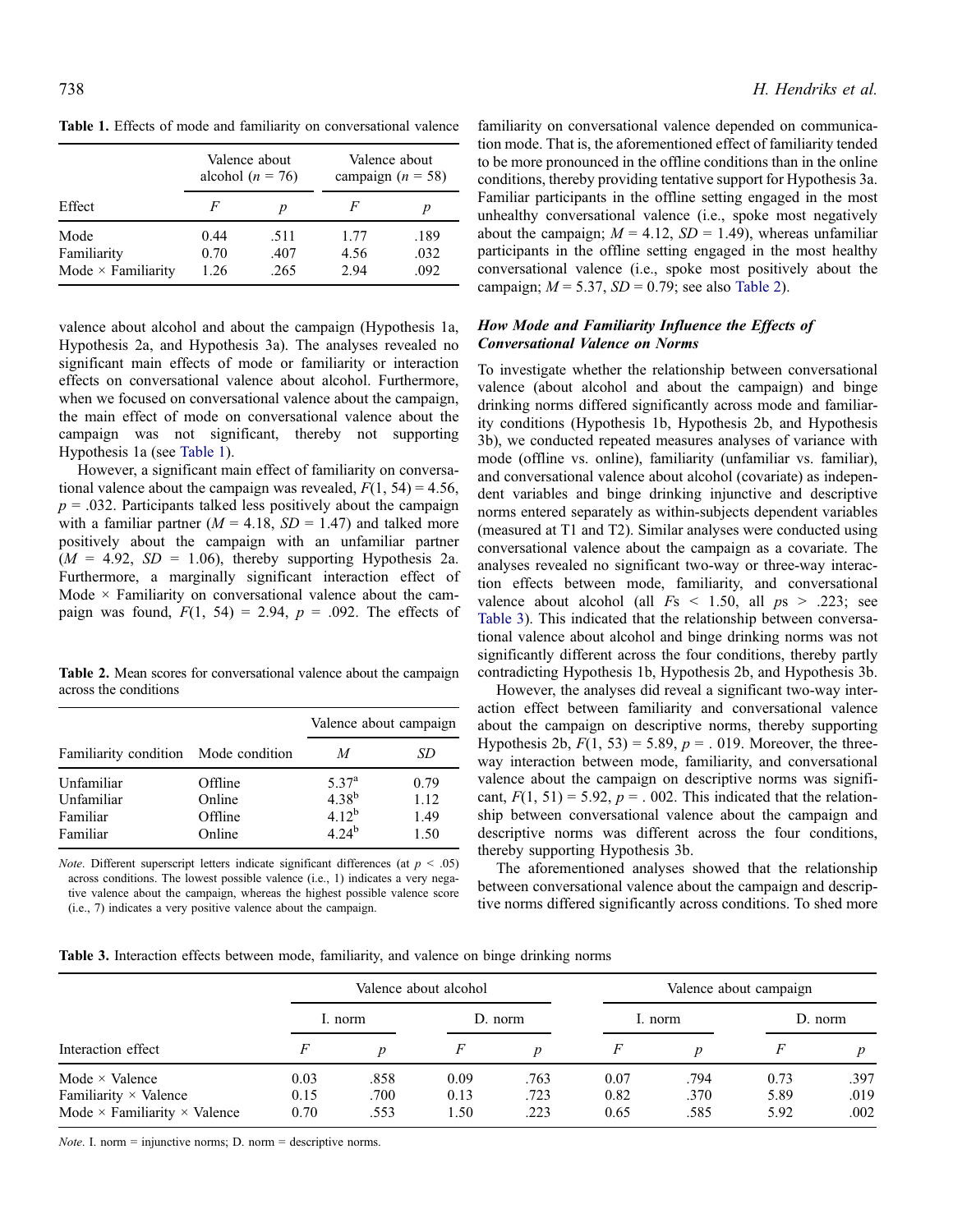**Table 1.** Effects of mode and familiarity on conversational valence

| Effect | Valence about alcohol ($n$ = 76) | | Valence about campaign ($n$ = 58) | |
|---|---|---|---|---|
| | $F$ | $p$ | $F$ | $p$ |
| Mode | 0.44 | .511 | 1.77 | .189 |
| Familiarity | 0.70 | .407 | 4.56 | .032 |
| Mode × Familiarity | 1.26 | .265 | 2.94 | .092 |

valence about alcohol and about the campaign (Hypothesis 1a, Hypothesis 2a, and Hypothesis 3a). The analyses revealed no significant main effects of mode or familiarity or interaction effects on conversational valence about alcohol. Furthermore, when we focused on conversational valence about the campaign, the main effect of mode on conversational valence about the campaign was not significant, thereby not supporting Hypothesis 1a (see Table 1).

However, a significant main effect of familiarity on conversational valence about the campaign was revealed, $F(1, 54) = 4.56$, $p = .032$. Participants talked less positively about the campaign with a familiar partner ($M = 4.18$, $SD = 1.47$) and talked more positively about the campaign with an unfamiliar partner ($M = 4.92$, $SD = 1.06$), thereby supporting Hypothesis 2a. Furthermore, a marginally significant interaction effect of Mode × Familiarity on conversational valence about the campaign was found, $F(1, 54) = 2.94$, $p = .092$. The effects of familiarity on conversational valence depended on communication mode. That is, the aforementioned effect of familiarity tended to be more pronounced in the offline conditions than in the online conditions, thereby providing tentative support for Hypothesis 3a. Familiar participants in the offline setting engaged in the most unhealthy conversational valence (i.e., spoke most negatively about the campaign; $M = 4.12$, $SD = 1.49$), whereas unfamiliar participants in the offline setting engaged in the most healthy conversational valence (i.e., spoke most positively about the campaign; $M = 5.37$, $SD = 0.79$; see also Table 2).

**Table 2.** Mean scores for conversational valence about the campaign across the conditions

| Familiarity condition | Mode condition | Valence about campaign | |
|---|---|---|---|
| | | $M$ | $SD$ |
| Unfamiliar | Offline | $5.37^{a}$ | 0.79 |
| Unfamiliar | Online | $4.38^{b}$ | 1.12 |
| Familiar | Offline | $4.12^{b}$ | 1.49 |
| Familiar | Online | $4.24^{b}$ | 1.50 |

*Note*. Different superscript letters indicate significant differences (at $p < .05$) across conditions. The lowest possible valence (i.e., 1) indicates a very negative valence about the campaign, whereas the highest possible valence score (i.e., 7) indicates a very positive valence about the campaign.

### *How Mode and Familiarity Influence the Effects of Conversational Valence on Norms*

To investigate whether the relationship between conversational valence (about alcohol and about the campaign) and binge drinking norms differed significantly across mode and familiarity conditions (Hypothesis 1b, Hypothesis 2b, and Hypothesis 3b), we conducted repeated measures analyses of variance with mode (offline vs. online), familiarity (unfamiliar vs. familiar), and conversational valence about alcohol (covariate) as independent variables and binge drinking injunctive and descriptive norms entered separately as within-subjects dependent variables (measured at T1 and T2). Similar analyses were conducted using conversational valence about the campaign as a covariate. The analyses revealed no significant two-way or three-way interaction effects between mode, familiarity, and conversational valence about alcohol (all $F$s < 1.50, all $p$s > .223; see Table 3). This indicated that the relationship between conversational valence about alcohol and binge drinking norms was not significantly different across the four conditions, thereby partly contradicting Hypothesis 1b, Hypothesis 2b, and Hypothesis 3b.

However, the analyses did reveal a significant two-way interaction effect between familiarity and conversational valence about the campaign on descriptive norms, thereby supporting Hypothesis 2b, $F(1, 53) = 5.89$, $p = .019$. Moreover, the three-way interaction between mode, familiarity, and conversational valence about the campaign on descriptive norms was significant, $F(1, 51) = 5.92$, $p = .002$. This indicated that the relationship between conversational valence about the campaign and descriptive norms was different across the four conditions, thereby supporting Hypothesis 3b.

The aforementioned analyses showed that the relationship between conversational valence about the campaign and descriptive norms differed significantly across conditions. To shed more

**Table 3.** Interaction effects between mode, familiarity, and valence on binge drinking norms

| Interaction effect | Valence about alcohol | | | | Valence about campaign | | | |
|---|---|---|---|---|---|---|---|---|
| | I. norm | | D. norm | | I. norm | | D. norm | |
| | $F$ | $p$ | $F$ | $p$ | $F$ | $p$ | $F$ | $p$ |
| Mode × Valence | 0.03 | .858 | 0.09 | .763 | 0.07 | .794 | 0.73 | .397 |
| Familiarity × Valence | 0.15 | .700 | 0.13 | .723 | 0.82 | .370 | 5.89 | .019 |
| Mode × Familiarity × Valence | 0.70 | .553 | 1.50 | .223 | 0.65 | .585 | 5.92 | .002 |

*Note*. I. norm = injunctive norms; D. norm = descriptive norms.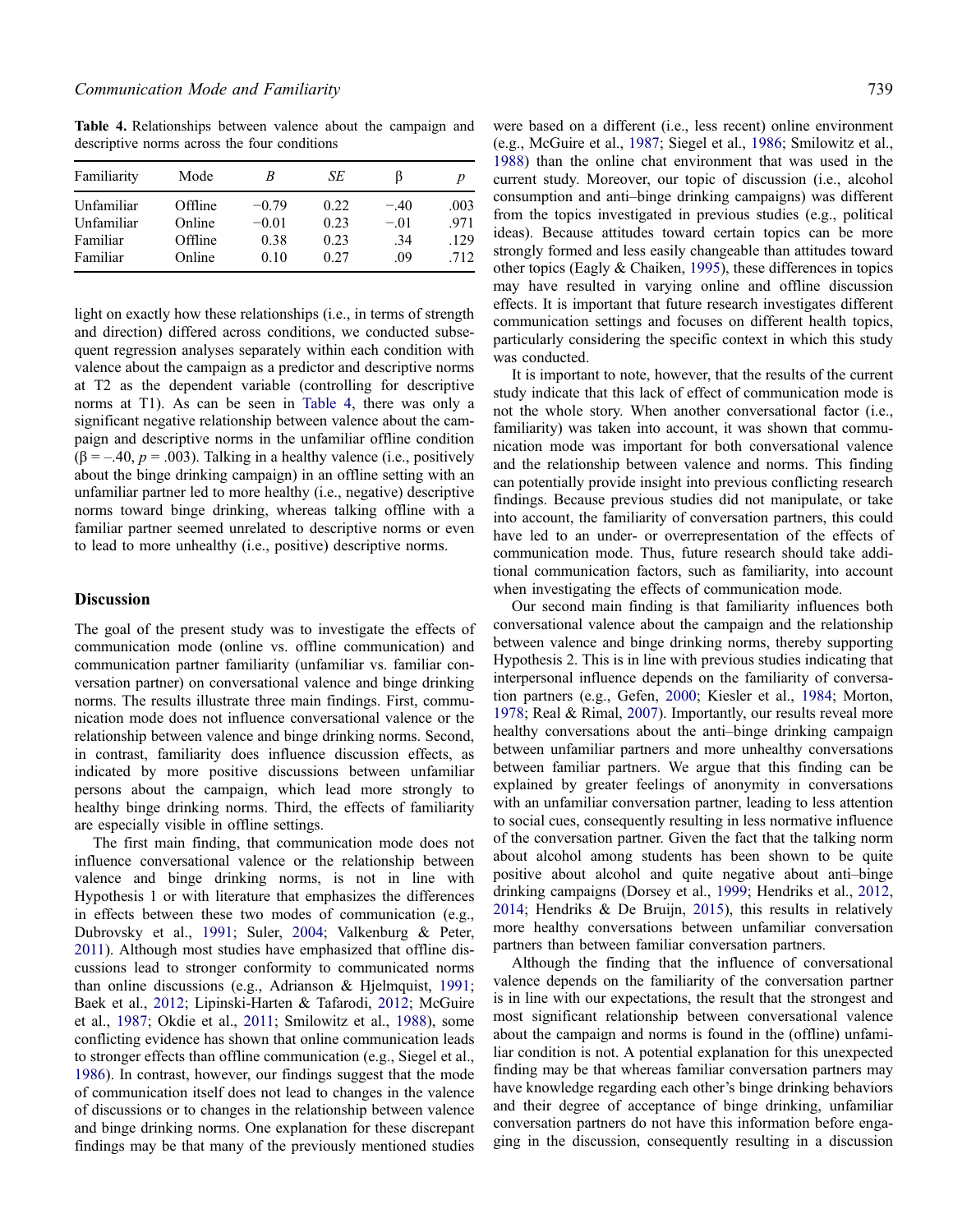**Table 4.** Relationships between valence about the campaign and descriptive norms across the four conditions

| Familiarity | Mode | *B* | *SE* | β | *p* |
|---|---|---|---|---|---|
| Unfamiliar | Offline | −0.79 | 0.22 | −.40 | .003 |
| Unfamiliar | Online | −0.01 | 0.23 | −.01 | .971 |
| Familiar | Offline | 0.38 | 0.23 | .34 | .129 |
| Familiar | Online | 0.10 | 0.27 | .09 | .712 |

light on exactly how these relationships (i.e., in terms of strength and direction) differed across conditions, we conducted subsequent regression analyses separately within each condition with valence about the campaign as a predictor and descriptive norms at T2 as the dependent variable (controlling for descriptive norms at T1). As can be seen in Table 4, there was only a significant negative relationship between valence about the campaign and descriptive norms in the unfamiliar offline condition ($\beta = -.40$, $p = .003$). Talking in a healthy valence (i.e., positively about the binge drinking campaign) in an offline setting with an unfamiliar partner led to more healthy (i.e., negative) descriptive norms toward binge drinking, whereas talking offline with a familiar partner seemed unrelated to descriptive norms or even to lead to more unhealthy (i.e., positive) descriptive norms.

## Discussion

The goal of the present study was to investigate the effects of communication mode (online vs. offline communication) and communication partner familiarity (unfamiliar vs. familiar conversation partner) on conversational valence and binge drinking norms. The results illustrate three main findings. First, communication mode does not influence conversational valence or the relationship between valence and binge drinking norms. Second, in contrast, familiarity does influence discussion effects, as indicated by more positive discussions between unfamiliar persons about the campaign, which lead more strongly to healthy binge drinking norms. Third, the effects of familiarity are especially visible in offline settings.

The first main finding, that communication mode does not influence conversational valence or the relationship between valence and binge drinking norms, is not in line with Hypothesis 1 or with literature that emphasizes the differences in effects between these two modes of communication (e.g., Dubrovsky et al., 1991; Suler, 2004; Valkenburg & Peter, 2011). Although most studies have emphasized that offline discussions lead to stronger conformity to communicated norms than online discussions (e.g., Adrianson & Hjelmquist, 1991; Baek et al., 2012; Lipinski-Harten & Tafarodi, 2012; McGuire et al., 1987; Okdie et al., 2011; Smilowitz et al., 1988), some conflicting evidence has shown that online communication leads to stronger effects than offline communication (e.g., Siegel et al., 1986). In contrast, however, our findings suggest that the mode of communication itself does not lead to changes in the valence of discussions or to changes in the relationship between valence and binge drinking norms. One explanation for these discrepant findings may be that many of the previously mentioned studies were based on a different (i.e., less recent) online environment (e.g., McGuire et al., 1987; Siegel et al., 1986; Smilowitz et al., 1988) than the online chat environment that was used in the current study. Moreover, our topic of discussion (i.e., alcohol consumption and anti–binge drinking campaigns) was different from the topics investigated in previous studies (e.g., political ideas). Because attitudes toward certain topics can be more strongly formed and less easily changeable than attitudes toward other topics (Eagly & Chaiken, 1995), these differences in topics may have resulted in varying online and offline discussion effects. It is important that future research investigates different communication settings and focuses on different health topics, particularly considering the specific context in which this study was conducted.

It is important to note, however, that the results of the current study indicate that this lack of effect of communication mode is not the whole story. When another conversational factor (i.e., familiarity) was taken into account, it was shown that communication mode was important for both conversational valence and the relationship between valence and norms. This finding can potentially provide insight into previous conflicting research findings. Because previous studies did not manipulate, or take into account, the familiarity of conversation partners, this could have led to an under- or overrepresentation of the effects of communication mode. Thus, future research should take additional communication factors, such as familiarity, into account when investigating the effects of communication mode.

Our second main finding is that familiarity influences both conversational valence about the campaign and the relationship between valence and binge drinking norms, thereby supporting Hypothesis 2. This is in line with previous studies indicating that interpersonal influence depends on the familiarity of conversation partners (e.g., Gefen, 2000; Kiesler et al., 1984; Morton, 1978; Real & Rimal, 2007). Importantly, our results reveal more healthy conversations about the anti–binge drinking campaign between unfamiliar partners and more unhealthy conversations between familiar partners. We argue that this finding can be explained by greater feelings of anonymity in conversations with an unfamiliar conversation partner, leading to less attention to social cues, consequently resulting in less normative influence of the conversation partner. Given the fact that the talking norm about alcohol among students has been shown to be quite positive about alcohol and quite negative about anti–binge drinking campaigns (Dorsey et al., 1999; Hendriks et al., 2012, 2014; Hendriks & De Bruijn, 2015), this results in relatively more healthy conversations between unfamiliar conversation partners than between familiar conversation partners.

Although the finding that the influence of conversational valence depends on the familiarity of the conversation partner is in line with our expectations, the result that the strongest and most significant relationship between conversational valence about the campaign and norms is found in the (offline) unfamiliar condition is not. A potential explanation for this unexpected finding may be that whereas familiar conversation partners may have knowledge regarding each other's binge drinking behaviors and their degree of acceptance of binge drinking, unfamiliar conversation partners do not have this information before engaging in the discussion, consequently resulting in a discussion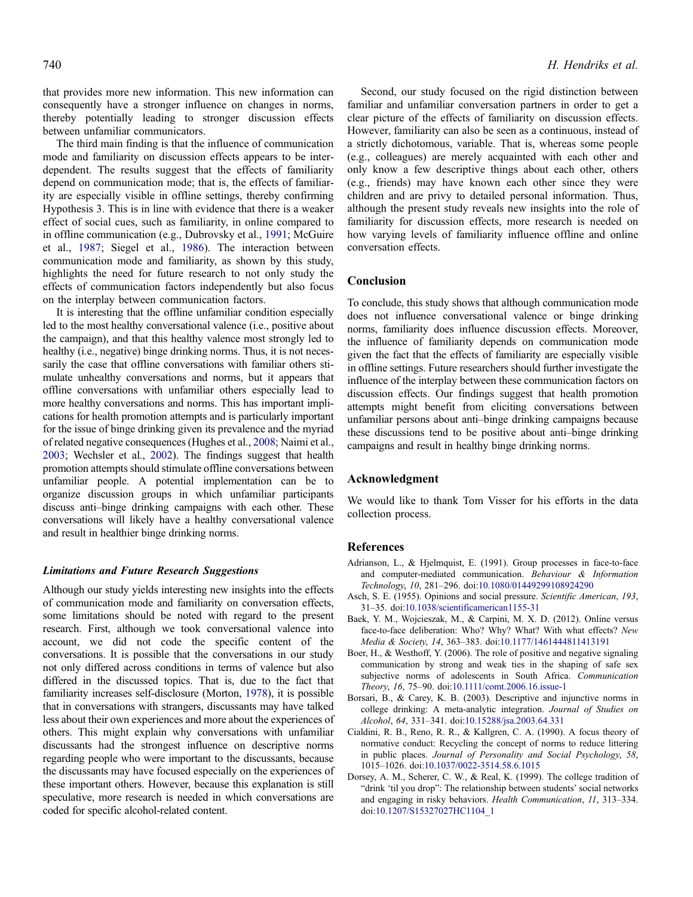that provides more new information. This new information can consequently have a stronger influence on changes in norms, thereby potentially leading to stronger discussion effects between unfamiliar communicators.

The third main finding is that the influence of communication mode and familiarity on discussion effects appears to be interdependent. The results suggest that the effects of familiarity depend on communication mode; that is, the effects of familiarity are especially visible in offline settings, thereby confirming Hypothesis 3. This is in line with evidence that there is a weaker effect of social cues, such as familiarity, in online compared to in offline communication (e.g., Dubrovsky et al., 1991; McGuire et al., 1987; Siegel et al., 1986). The interaction between communication mode and familiarity, as shown by this study, highlights the need for future research to not only study the effects of communication factors independently but also focus on the interplay between communication factors.

It is interesting that the offline unfamiliar condition especially led to the most healthy conversational valence (i.e., positive about the campaign), and that this healthy valence most strongly led to healthy (i.e., negative) binge drinking norms. Thus, it is not necessarily the case that offline conversations with familiar others stimulate unhealthy conversations and norms, but it appears that offline conversations with unfamiliar others especially lead to more healthy conversations and norms. This has important implications for health promotion attempts and is particularly important for the issue of binge drinking given its prevalence and the myriad of related negative consequences (Hughes et al., 2008; Naimi et al., 2003; Wechsler et al., 2002). The findings suggest that health promotion attempts should stimulate offline conversations between unfamiliar people. A potential implementation can be to organize discussion groups in which unfamiliar participants discuss anti–binge drinking campaigns with each other. These conversations will likely have a healthy conversational valence and result in healthier binge drinking norms.

### *Limitations and Future Research Suggestions*

Although our study yields interesting new insights into the effects of communication mode and familiarity on conversation effects, some limitations should be noted with regard to the present research. First, although we took conversational valence into account, we did not code the specific content of the conversations. It is possible that the conversations in our study not only differed across conditions in terms of valence but also differed in the discussed topics. That is, due to the fact that familiarity increases self-disclosure (Morton, 1978), it is possible that in conversations with strangers, discussants may have talked less about their own experiences and more about the experiences of others. This might explain why conversations with unfamiliar discussants had the strongest influence on descriptive norms regarding people who were important to the discussants, because the discussants may have focused especially on the experiences of these important others. However, because this explanation is still speculative, more research is needed in which conversations are coded for specific alcohol-related content.

Second, our study focused on the rigid distinction between familiar and unfamiliar conversation partners in order to get a clear picture of the effects of familiarity on discussion effects. However, familiarity can also be seen as a continuous, instead of a strictly dichotomous, variable. That is, whereas some people (e.g., colleagues) are merely acquainted with each other and only know a few descriptive things about each other, others (e.g., friends) may have known each other since they were children and are privy to detailed personal information. Thus, although the present study reveals new insights into the role of familiarity for discussion effects, more research is needed on how varying levels of familiarity influence offline and online conversation effects.

## Conclusion

To conclude, this study shows that although communication mode does not influence conversational valence or binge drinking norms, familiarity does influence discussion effects. Moreover, the influence of familiarity depends on communication mode given the fact that the effects of familiarity are especially visible in offline settings. Future researchers should further investigate the influence of the interplay between these communication factors on discussion effects. Our findings suggest that health promotion attempts might benefit from eliciting conversations between unfamiliar persons about anti–binge drinking campaigns because these discussions tend to be positive about anti–binge drinking campaigns and result in healthy binge drinking norms.

## Acknowledgment

We would like to thank Tom Visser for his efforts in the data collection process.

## References

Adrianson, L., & Hjelmquist, E. (1991). Group processes in face-to-face and computer-mediated communication. *Behaviour & Information Technology*, *10*, 281–296. doi:10.1080/01449299108924290

Asch, S. E. (1955). Opinions and social pressure. *Scientific American*, *193*, 31–35. doi:10.1038/scientificamerican1155-31

Baek, Y. M., Wojcieszak, M., & Carpini, M. X. D. (2012). Online versus face-to-face deliberation: Who? Why? What? With what effects? *New Media & Society*, *14*, 363–383. doi:10.1177/1461444811413191

Boer, H., & Westhoff, Y. (2006). The role of positive and negative signaling communication by strong and weak ties in the shaping of safe sex subjective norms of adolescents in South Africa. *Communication Theory*, *16*, 75–90. doi:10.1111/comt.2006.16.issue-1

Borsari, B., & Carey, K. B. (2003). Descriptive and injunctive norms in college drinking: A meta-analytic integration. *Journal of Studies on Alcohol*, *64*, 331–341. doi:10.15288/jsa.2003.64.331

Cialdini, R. B., Reno, R. R., & Kallgren, C. A. (1990). A focus theory of normative conduct: Recycling the concept of norms to reduce littering in public places. *Journal of Personality and Social Psychology*, *58*, 1015–1026. doi:10.1037/0022-3514.58.6.1015

Dorsey, A. M., Scherer, C. W., & Real, K. (1999). The college tradition of "drink 'til you drop": The relationship between students' social networks and engaging in risky behaviors. *Health Communication*, *11*, 313–334. doi:10.1207/S15327027HC1104_1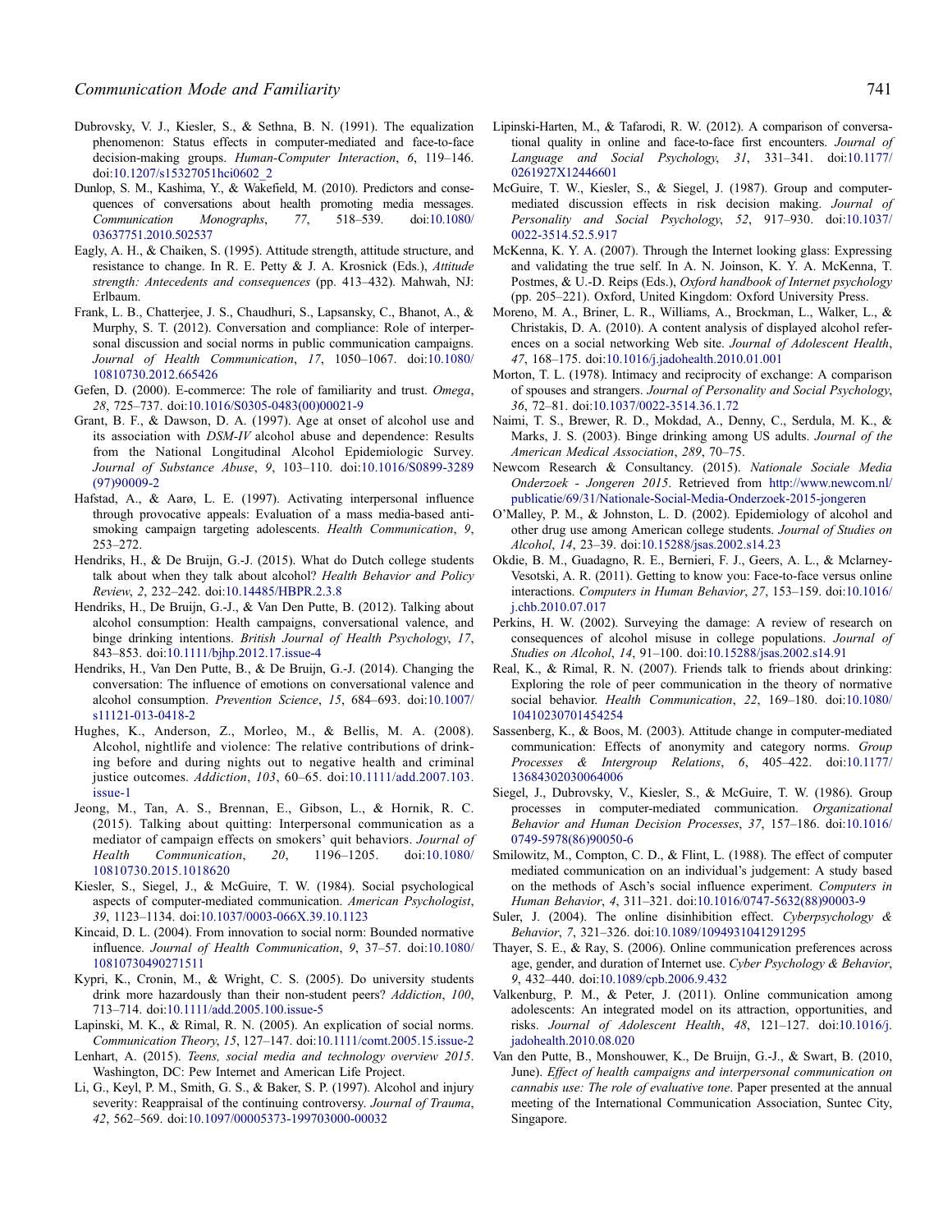Dubrovsky, V. J., Kiesler, S., & Sethna, B. N. (1991). The equalization phenomenon: Status effects in computer-mediated and face-to-face decision-making groups. *Human-Computer Interaction*, *6*, 119–146. doi:10.1207/s15327051hci0602_2

Dunlop, S. M., Kashima, Y., & Wakefield, M. (2010). Predictors and consequences of conversations about health promoting media messages. *Communication Monographs*, *77*, 518–539. doi:10.1080/03637751.2010.502537

Eagly, A. H., & Chaiken, S. (1995). Attitude strength, attitude structure, and resistance to change. In R. E. Petty & J. A. Krosnick (Eds.), *Attitude strength: Antecedents and consequences* (pp. 413–432). Mahwah, NJ: Erlbaum.

Frank, L. B., Chatterjee, J. S., Chaudhuri, S., Lapsansky, C., Bhanot, A., & Murphy, S. T. (2012). Conversation and compliance: Role of interpersonal discussion and social norms in public communication campaigns. *Journal of Health Communication*, *17*, 1050–1067. doi:10.1080/10810730.2012.665426

Gefen, D. (2000). E-commerce: The role of familiarity and trust. *Omega*, *28*, 725–737. doi:10.1016/S0305-0483(00)00021-9

Grant, B. F., & Dawson, D. A. (1997). Age at onset of alcohol use and its association with *DSM-IV* alcohol abuse and dependence: Results from the National Longitudinal Alcohol Epidemiologic Survey. *Journal of Substance Abuse*, *9*, 103–110. doi:10.1016/S0899-3289(97)90009-2

Hafstad, A., & Aarø, L. E. (1997). Activating interpersonal influence through provocative appeals: Evaluation of a mass media-based antismoking campaign targeting adolescents. *Health Communication*, *9*, 253–272.

Hendriks, H., & De Bruijn, G.-J. (2015). What do Dutch college students talk about when they talk about alcohol? *Health Behavior and Policy Review*, *2*, 232–242. doi:10.14485/HBPR.2.3.8

Hendriks, H., De Bruijn, G.-J., & Van Den Putte, B. (2012). Talking about alcohol consumption: Health campaigns, conversational valence, and binge drinking intentions. *British Journal of Health Psychology*, *17*, 843–853. doi:10.1111/bjhp.2012.17.issue-4

Hendriks, H., Van Den Putte, B., & De Bruijn, G.-J. (2014). Changing the conversation: The influence of emotions on conversational valence and alcohol consumption. *Prevention Science*, *15*, 684–693. doi:10.1007/s11121-013-0418-2

Hughes, K., Anderson, Z., Morleo, M., & Bellis, M. A. (2008). Alcohol, nightlife and violence: The relative contributions of drinking before and during nights out to negative health and criminal justice outcomes. *Addiction*, *103*, 60–65. doi:10.1111/add.2007.103.issue-1

Jeong, M., Tan, A. S., Brennan, E., Gibson, L., & Hornik, R. C. (2015). Talking about quitting: Interpersonal communication as a mediator of campaign effects on smokers' quit behaviors. *Journal of Health Communication*, *20*, 1196–1205. doi:10.1080/10810730.2015.1018620

Kiesler, S., Siegel, J., & McGuire, T. W. (1984). Social psychological aspects of computer-mediated communication. *American Psychologist*, *39*, 1123–1134. doi:10.1037/0003-066X.39.10.1123

Kincaid, D. L. (2004). From innovation to social norm: Bounded normative influence. *Journal of Health Communication*, *9*, 37–57. doi:10.1080/10810730490271511

Kypri, K., Cronin, M., & Wright, C. S. (2005). Do university students drink more hazardously than their non-student peers? *Addiction*, *100*, 713–714. doi:10.1111/add.2005.100.issue-5

Lapinski, M. K., & Rimal, R. N. (2005). An explication of social norms. *Communication Theory*, *15*, 127–147. doi:10.1111/comt.2005.15.issue-2

Lenhart, A. (2015). *Teens, social media and technology overview 2015*. Washington, DC: Pew Internet and American Life Project.

Li, G., Keyl, P. M., Smith, G. S., & Baker, S. P. (1997). Alcohol and injury severity: Reappraisal of the continuing controversy. *Journal of Trauma*, *42*, 562–569. doi:10.1097/00005373-199703000-00032

Lipinski-Harten, M., & Tafarodi, R. W. (2012). A comparison of conversational quality in online and face-to-face first encounters. *Journal of Language and Social Psychology*, *31*, 331–341. doi:10.1177/0261927X12446601

McGuire, T. W., Kiesler, S., & Siegel, J. (1987). Group and computer-mediated discussion effects in risk decision making. *Journal of Personality and Social Psychology*, *52*, 917–930. doi:10.1037/0022-3514.52.5.917

McKenna, K. Y. A. (2007). Through the Internet looking glass: Expressing and validating the true self. In A. N. Joinson, K. Y. A. McKenna, T. Postmes, & U.-D. Reips (Eds.), *Oxford handbook of Internet psychology* (pp. 205–221). Oxford, United Kingdom: Oxford University Press.

Moreno, M. A., Briner, L. R., Williams, A., Brockman, L., Walker, L., & Christakis, D. A. (2010). A content analysis of displayed alcohol references on a social networking Web site. *Journal of Adolescent Health*, *47*, 168–175. doi:10.1016/j.jadohealth.2010.01.001

Morton, T. L. (1978). Intimacy and reciprocity of exchange: A comparison of spouses and strangers. *Journal of Personality and Social Psychology*, *36*, 72–81. doi:10.1037/0022-3514.36.1.72

Naimi, T. S., Brewer, R. D., Mokdad, A., Denny, C., Serdula, M. K., & Marks, J. S. (2003). Binge drinking among US adults. *Journal of the American Medical Association*, *289*, 70–75.

Newcom Research & Consultancy. (2015). *Nationale Sociale Media Onderzoek - Jongeren 2015*. Retrieved from http://www.newcom.nl/publicatie/69/31/Nationale-Social-Media-Onderzoek-2015-jongeren

O'Malley, P. M., & Johnston, L. D. (2002). Epidemiology of alcohol and other drug use among American college students. *Journal of Studies on Alcohol*, *14*, 23–39. doi:10.15288/jsas.2002.s14.23

Okdie, B. M., Guadagno, R. E., Bernieri, F. J., Geers, A. L., & Mclarney-Vesotski, A. R. (2011). Getting to know you: Face-to-face versus online interactions. *Computers in Human Behavior*, *27*, 153–159. doi:10.1016/j.chb.2010.07.017

Perkins, H. W. (2002). Surveying the damage: A review of research on consequences of alcohol misuse in college populations. *Journal of Studies on Alcohol*, *14*, 91–100. doi:10.15288/jsas.2002.s14.91

Real, K., & Rimal, R. N. (2007). Friends talk to friends about drinking: Exploring the role of peer communication in the theory of normative social behavior. *Health Communication*, *22*, 169–180. doi:10.1080/10410230701454254

Sassenberg, K., & Boos, M. (2003). Attitude change in computer-mediated communication: Effects of anonymity and category norms. *Group Processes & Intergroup Relations*, *6*, 405–422. doi:10.1177/13684302030064006

Siegel, J., Dubrovsky, V., Kiesler, S., & McGuire, T. W. (1986). Group processes in computer-mediated communication. *Organizational Behavior and Human Decision Processes*, *37*, 157–186. doi:10.1016/0749-5978(86)90050-6

Smilowitz, M., Compton, C. D., & Flint, L. (1988). The effect of computer mediated communication on an individual's judgement: A study based on the methods of Asch's social influence experiment. *Computers in Human Behavior*, *4*, 311–321. doi:10.1016/0747-5632(88)90003-9

Suler, J. (2004). The online disinhibition effect. *Cyberpsychology & Behavior*, *7*, 321–326. doi:10.1089/1094931041291295

Thayer, S. E., & Ray, S. (2006). Online communication preferences across age, gender, and duration of Internet use. *Cyber Psychology & Behavior*, *9*, 432–440. doi:10.1089/cpb.2006.9.432

Valkenburg, P. M., & Peter, J. (2011). Online communication among adolescents: An integrated model on its attraction, opportunities, and risks. *Journal of Adolescent Health*, *48*, 121–127. doi:10.1016/j.jadohealth.2010.08.020

Van den Putte, B., Monshouwer, K., De Bruijn, G.-J., & Swart, B. (2010, June). *Effect of health campaigns and interpersonal communication on cannabis use: The role of evaluative tone*. Paper presented at the annual meeting of the International Communication Association, Suntec City, Singapore.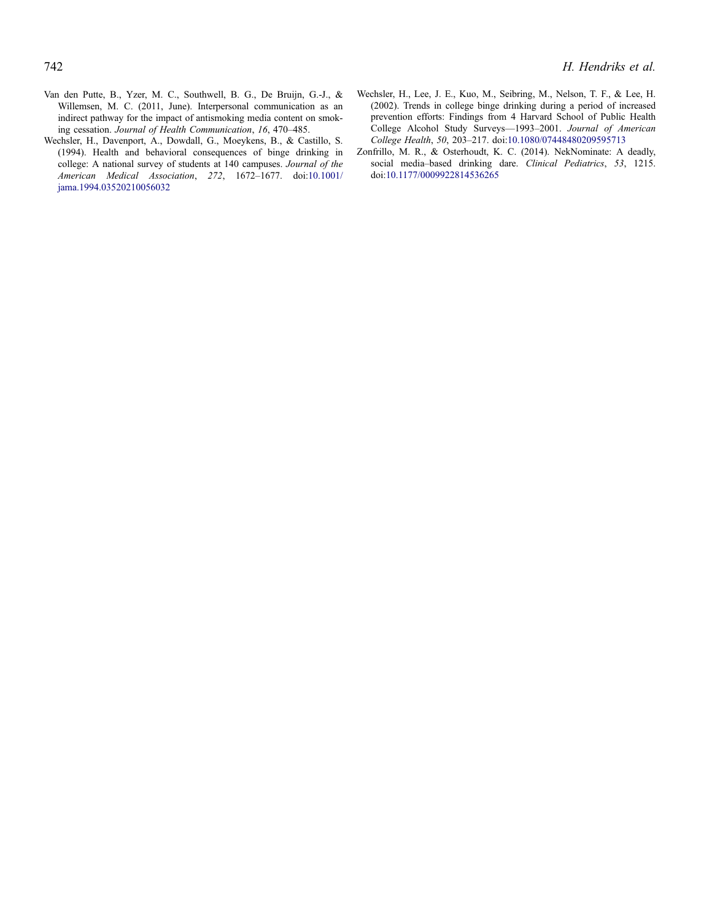Van den Putte, B., Yzer, M. C., Southwell, B. G., De Bruijn, G.-J., & Willemsen, M. C. (2011, June). Interpersonal communication as an indirect pathway for the impact of antismoking media content on smoking cessation. *Journal of Health Communication*, *16*, 470–485.

Wechsler, H., Davenport, A., Dowdall, G., Moeykens, B., & Castillo, S. (1994). Health and behavioral consequences of binge drinking in college: A national survey of students at 140 campuses. *Journal of the American Medical Association*, *272*, 1672–1677. doi:10.1001/jama.1994.03520210056032

Wechsler, H., Lee, J. E., Kuo, M., Seibring, M., Nelson, T. F., & Lee, H. (2002). Trends in college binge drinking during a period of increased prevention efforts: Findings from 4 Harvard School of Public Health College Alcohol Study Surveys—1993–2001. *Journal of American College Health*, *50*, 203–217. doi:10.1080/07448480209595713

Zonfrillo, M. R., & Osterhoudt, K. C. (2014). NekNominate: A deadly, social media–based drinking dare. *Clinical Pediatrics*, *53*, 1215. doi:10.1177/0009922814536265